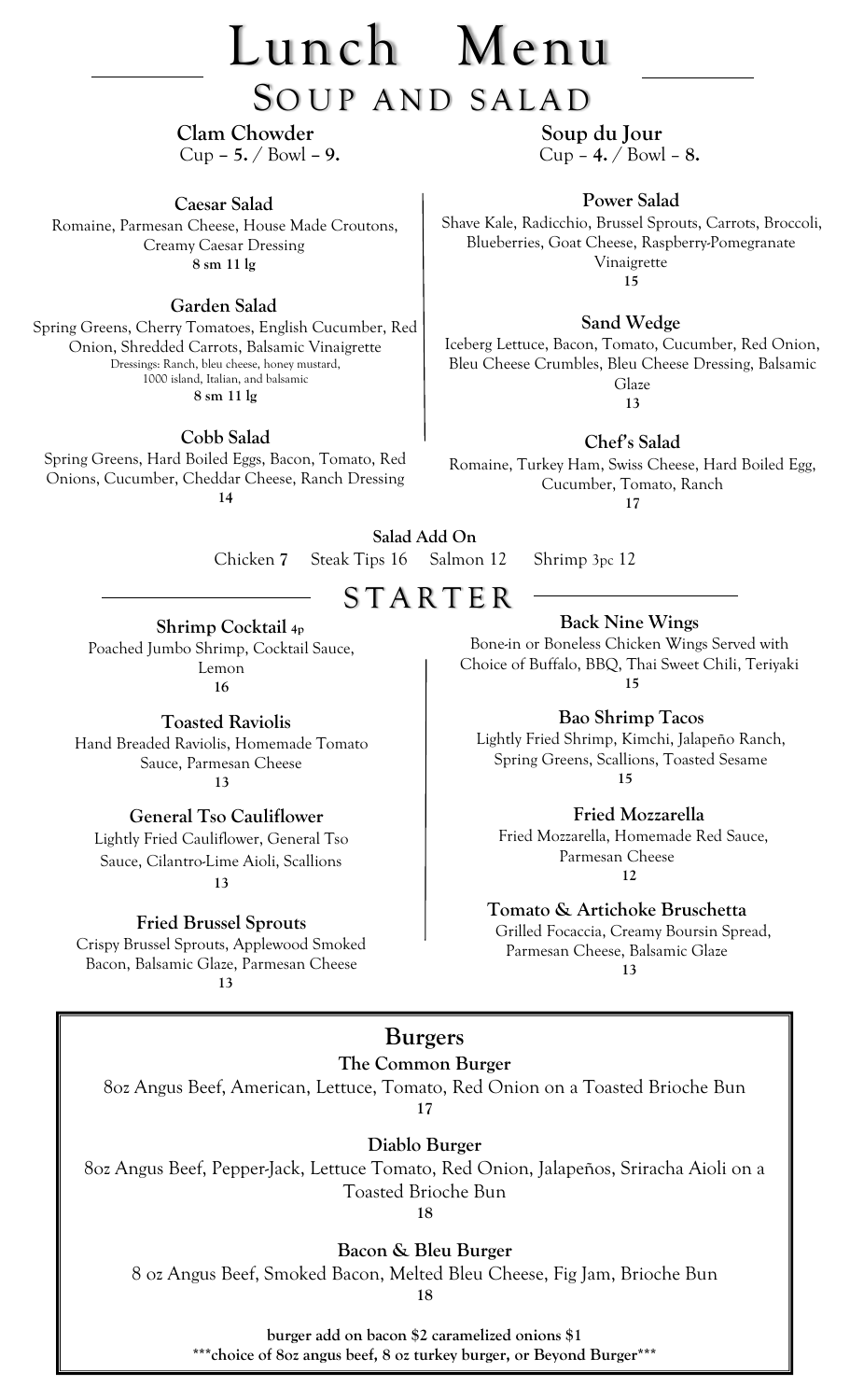# Lunch Menu

## Soup and Salad

**Clam Chowder**
Cup – **5.** / Bowl – **9.**

**Soup du Jour**
Cup – **4.** / Bowl – **8.**

**Caesar Salad**
Romaine, Parmesan Cheese, House Made Croutons, Creamy Caesar Dressing
**8 sm 11 lg**

**Garden Salad**
Spring Greens, Cherry Tomatoes, English Cucumber, Red Onion, Shredded Carrots, Balsamic Vinaigrette
Dressings: Ranch, bleu cheese, honey mustard, 1000 island, Italian, and balsamic
**8 sm 11 lg**

**Cobb Salad**
Spring Greens, Hard Boiled Eggs, Bacon, Tomato, Red Onions, Cucumber, Cheddar Cheese, Ranch Dressing
**14**

**Power Salad**
Shave Kale, Radicchio, Brussel Sprouts, Carrots, Broccoli, Blueberries, Goat Cheese, Raspberry-Pomegranate Vinaigrette
**15**

**Sand Wedge**
Iceberg Lettuce, Bacon, Tomato, Cucumber, Red Onion, Bleu Cheese Crumbles, Bleu Cheese Dressing, Balsamic Glaze
**13**

**Chef's Salad**
Romaine, Turkey Ham, Swiss Cheese, Hard Boiled Egg, Cucumber, Tomato, Ranch
**17**

**Salad Add On**
Chicken **7** Steak Tips 16 Salmon 12 Shrimp 3pc 12

## Starter

**Shrimp Cocktail 4p**
Poached Jumbo Shrimp, Cocktail Sauce, Lemon
**16**

**Toasted Raviolis**
Hand Breaded Raviolis, Homemade Tomato Sauce, Parmesan Cheese
**13**

**General Tso Cauliflower**
Lightly Fried Cauliflower, General Tso Sauce, Cilantro-Lime Aioli, Scallions
**13**

**Fried Brussel Sprouts**
Crispy Brussel Sprouts, Applewood Smoked Bacon, Balsamic Glaze, Parmesan Cheese
**13**

**Back Nine Wings**
Bone-in or Boneless Chicken Wings Served with Choice of Buffalo, BBQ, Thai Sweet Chili, Teriyaki
**15**

**Bao Shrimp Tacos**
Lightly Fried Shrimp, Kimchi, Jalapeño Ranch, Spring Greens, Scallions, Toasted Sesame
**15**

**Fried Mozzarella**
Fried Mozzarella, Homemade Red Sauce, Parmesan Cheese
**12**

**Tomato & Artichoke Bruschetta**
Grilled Focaccia, Creamy Boursin Spread, Parmesan Cheese, Balsamic Glaze
**13**

## Burgers

**The Common Burger**
8oz Angus Beef, American, Lettuce, Tomato, Red Onion on a Toasted Brioche Bun
**17**

**Diablo Burger**
8oz Angus Beef, Pepper-Jack, Lettuce Tomato, Red Onion, Jalapeños, Sriracha Aioli on a Toasted Brioche Bun
**18**

**Bacon & Bleu Burger**
8 oz Angus Beef, Smoked Bacon, Melted Bleu Cheese, Fig Jam, Brioche Bun
**18**

**burger add on bacon $2 caramelized onions $1**
**\*\*\*choice of 8oz angus beef, 8 oz turkey burger, or Beyond Burger\*\*\***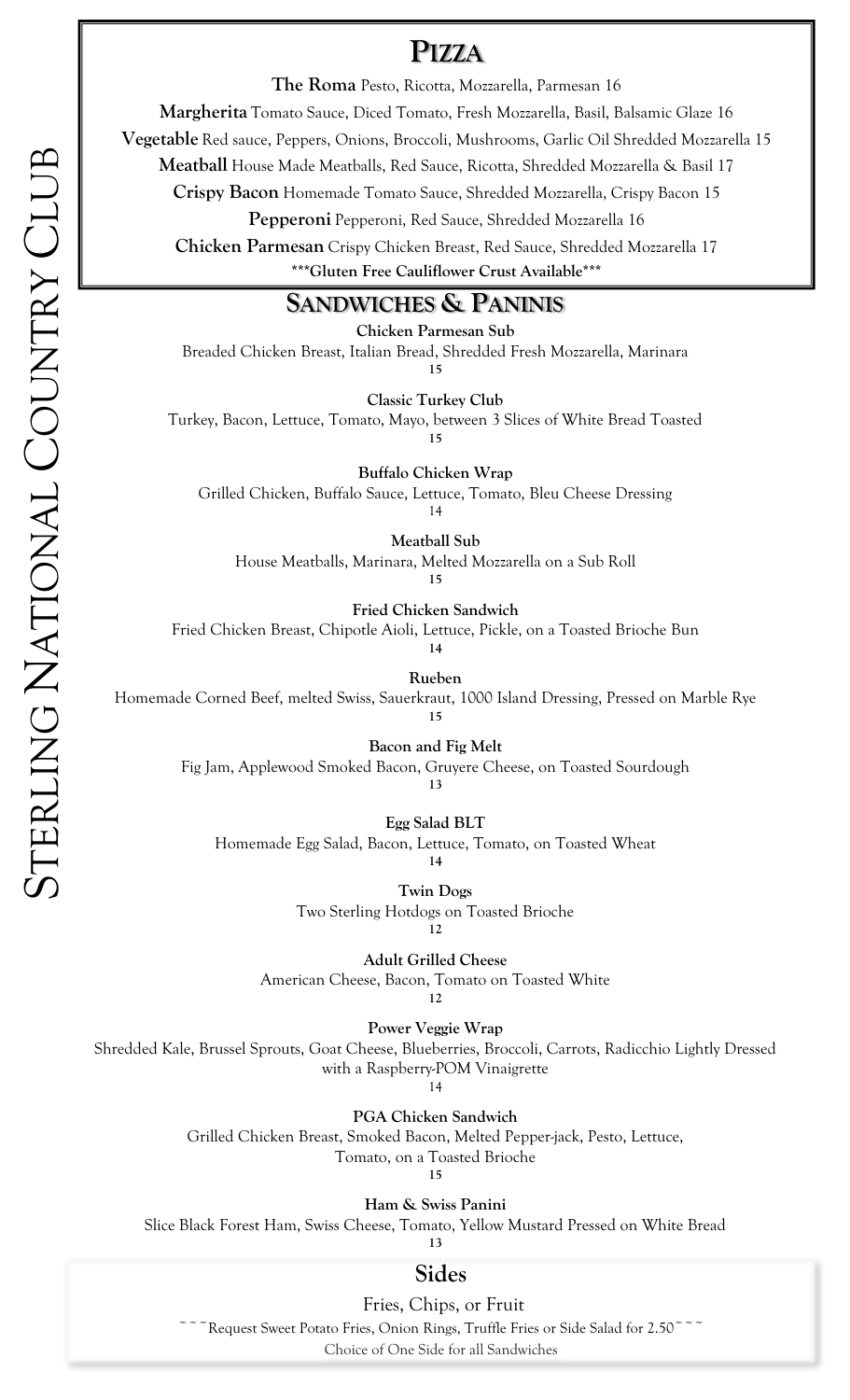Sterling National Country Club

## PIZZA

**The Roma** Pesto, Ricotta, Mozzarella, Parmesan 16

**Margherita** Tomato Sauce, Diced Tomato, Fresh Mozzarella, Basil, Balsamic Glaze 16

**Vegetable** Red sauce, Peppers, Onions, Broccoli, Mushrooms, Garlic Oil Shredded Mozzarella 15

**Meatball** House Made Meatballs, Red Sauce, Ricotta, Shredded Mozzarella & Basil 17

**Crispy Bacon** Homemade Tomato Sauce, Shredded Mozzarella, Crispy Bacon 15

**Pepperoni** Pepperoni, Red Sauce, Shredded Mozzarella 16

**Chicken Parmesan** Crispy Chicken Breast, Red Sauce, Shredded Mozzarella 17

**\*\*\*Gluten Free Cauliflower Crust Available\*\*\***

## SANDWICHES & PANINIS

**Chicken Parmesan Sub**
Breaded Chicken Breast, Italian Bread, Shredded Fresh Mozzarella, Marinara
15

**Classic Turkey Club**
Turkey, Bacon, Lettuce, Tomato, Mayo, between 3 Slices of White Bread Toasted
15

**Buffalo Chicken Wrap**
Grilled Chicken, Buffalo Sauce, Lettuce, Tomato, Bleu Cheese Dressing
14

**Meatball Sub**
House Meatballs, Marinara, Melted Mozzarella on a Sub Roll
15

**Fried Chicken Sandwich**
Fried Chicken Breast, Chipotle Aioli, Lettuce, Pickle, on a Toasted Brioche Bun
14

**Rueben**
Homemade Corned Beef, melted Swiss, Sauerkraut, 1000 Island Dressing, Pressed on Marble Rye
15

**Bacon and Fig Melt**
Fig Jam, Applewood Smoked Bacon, Gruyere Cheese, on Toasted Sourdough
13

**Egg Salad BLT**
Homemade Egg Salad, Bacon, Lettuce, Tomato, on Toasted Wheat
14

**Twin Dogs**
Two Sterling Hotdogs on Toasted Brioche
12

**Adult Grilled Cheese**
American Cheese, Bacon, Tomato on Toasted White
12

**Power Veggie Wrap**
Shredded Kale, Brussel Sprouts, Goat Cheese, Blueberries, Broccoli, Carrots, Radicchio Lightly Dressed with a Raspberry-POM Vinaigrette
14

**PGA Chicken Sandwich**
Grilled Chicken Breast, Smoked Bacon, Melted Pepper-jack, Pesto, Lettuce, Tomato, on a Toasted Brioche
15

**Ham & Swiss Panini**
Slice Black Forest Ham, Swiss Cheese, Tomato, Yellow Mustard Pressed on White Bread
13

## Sides

Fries, Chips, or Fruit

~~~Request Sweet Potato Fries, Onion Rings, Truffle Fries or Side Salad for 2.50~~~

Choice of One Side for all Sandwiches